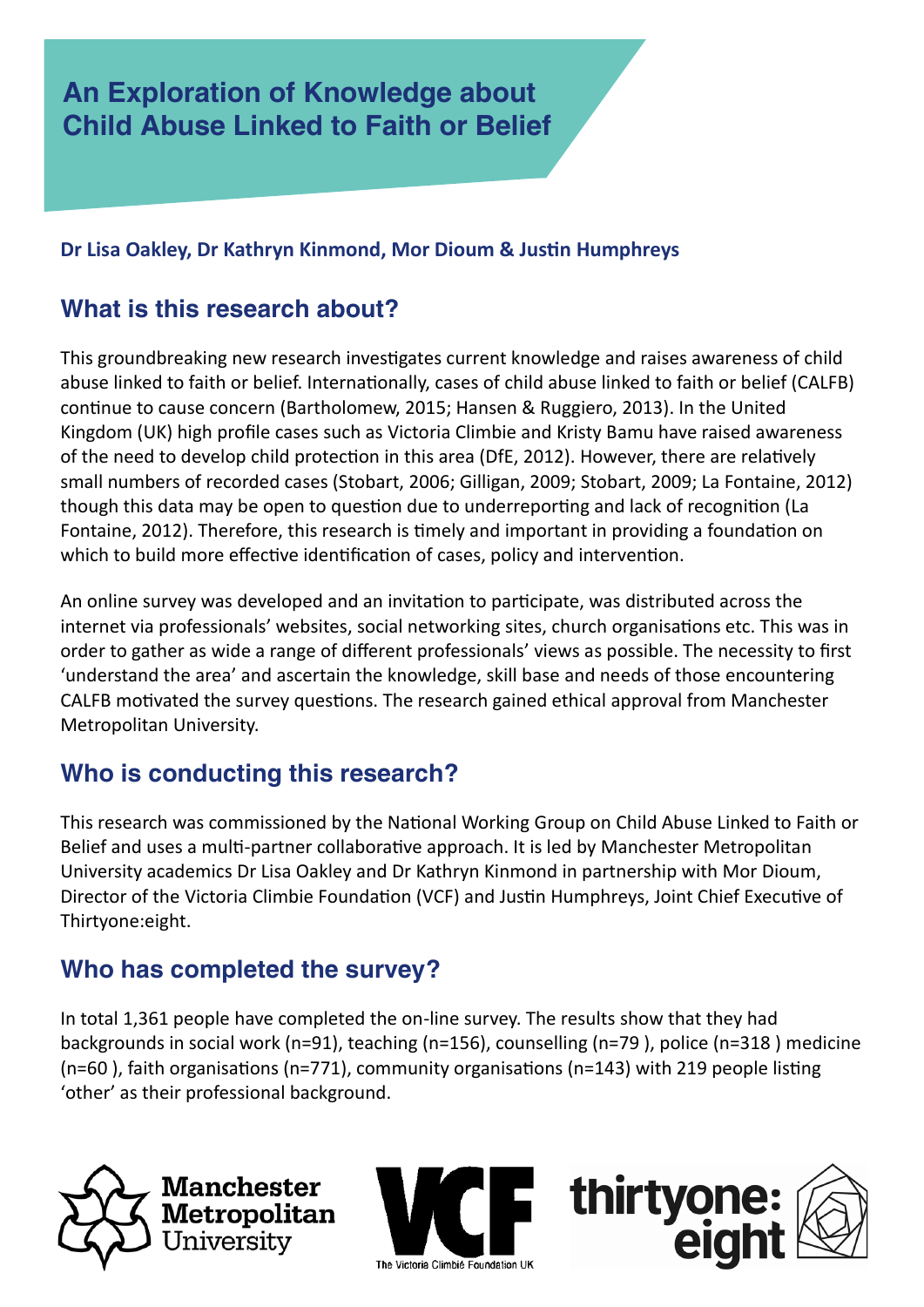# An Exploration of Knowledge about Child Abuse Linked to Faith or Belief

**Dr Lisa Oakley, Dr Kathryn Kinmond, Mor Dioum & Justin Humphreys**

## What is this research about?

This groundbreaking new research investigates current knowledge and raises awareness of child abuse linked to faith or belief. Internationally, cases of child abuse linked to faith or belief (CALFB) continue to cause concern (Bartholomew, 2015; Hansen & Ruggiero, 2013). In the United Kingdom (UK) high profile cases such as Victoria Climbie and Kristy Bamu have raised awareness of the need to develop child protection in this area (DfE, 2012). However, there are relatively small numbers of recorded cases (Stobart, 2006; Gilligan, 2009; Stobart, 2009; La Fontaine, 2012) though this data may be open to question due to underreporting and lack of recognition (La Fontaine, 2012). Therefore, this research is timely and important in providing a foundation on which to build more effective identification of cases, policy and intervention.

An online survey was developed and an invitation to participate, was distributed across the internet via professionals' websites, social networking sites, church organisations etc. This was in order to gather as wide a range of different professionals' views as possible. The necessity to first 'understand the area' and ascertain the knowledge, skill base and needs of those encountering CALFB motivated the survey questions. The research gained ethical approval from Manchester Metropolitan University.

## Who is conducting this research?

This research was commissioned by the National Working Group on Child Abuse Linked to Faith or Belief and uses a multi-partner collaborative approach. It is led by Manchester Metropolitan University academics Dr Lisa Oakley and Dr Kathryn Kinmond in partnership with Mor Dioum, Director of the Victoria Climbie Foundation (VCF) and Justin Humphreys, Joint Chief Executive of Thirtyone:eight.

## Who has completed the survey?

In total 1,361 people have completed the on-line survey. The results show that they had backgrounds in social work (n=91), teaching (n=156), counselling (n=79 ), police (n=318 ) medicine (n=60 ), faith organisations (n=771), community organisations (n=143) with 219 people listing 'other' as their professional background.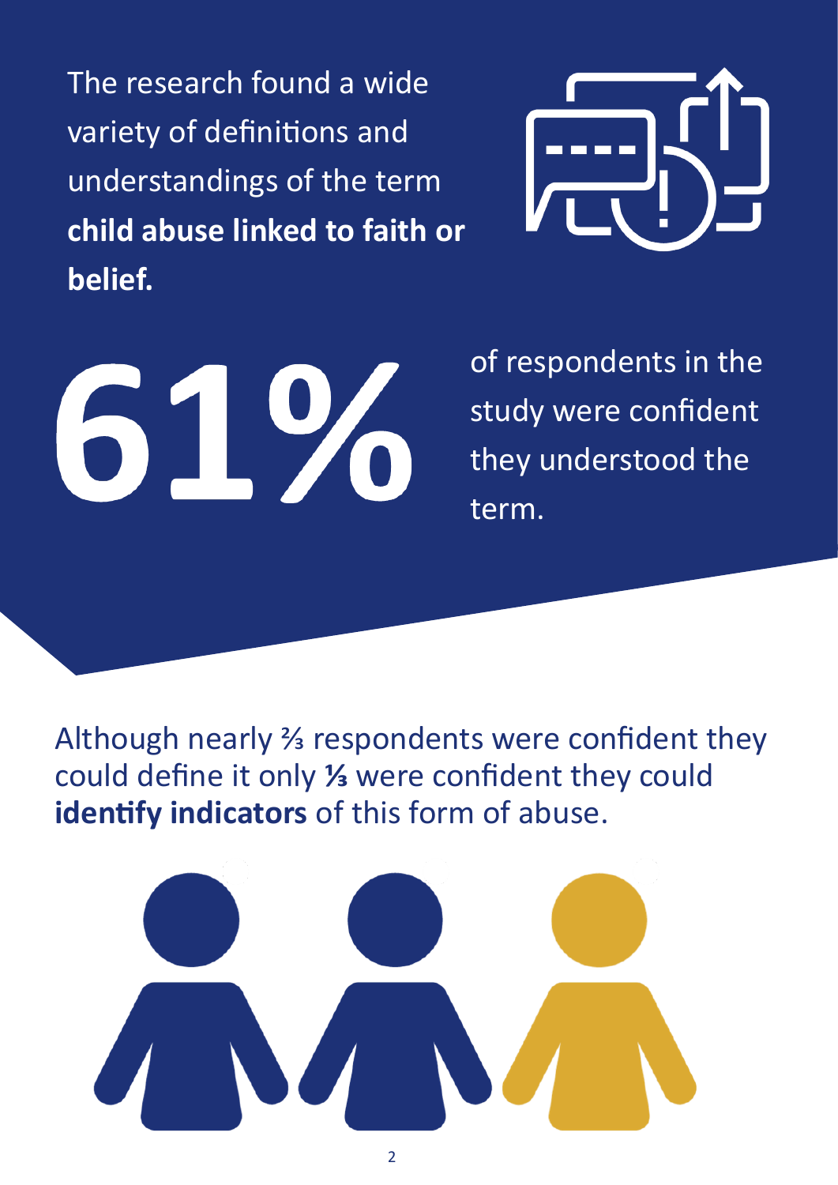The research found a wide variety of definitions and understandings of the term **child abuse linked to faith or belief.**

**61%** of respondents in the study were confident they understood the term.

Although nearly ⅔ respondents were confident they could define it only **⅓** were confident they could **identify indicators** of this form of abuse.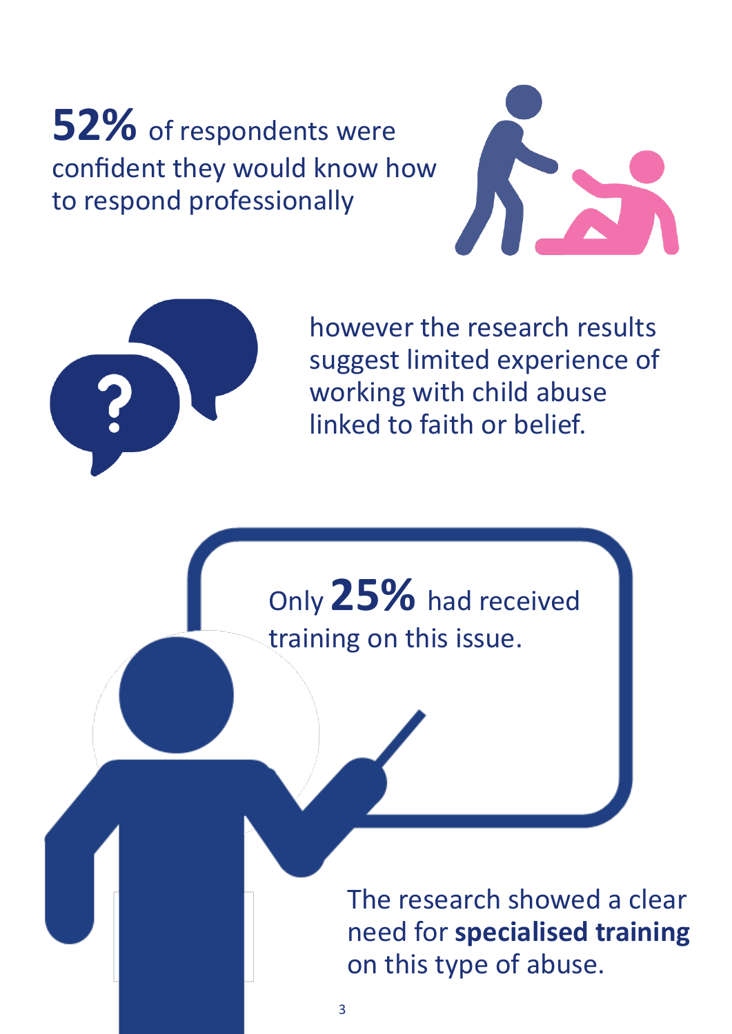**52%** of respondents were confident they would know how to respond professionally

however the research results suggest limited experience of working with child abuse linked to faith or belief.

Only **25%** had received training on this issue.

The research showed a clear need for **specialised training** on this type of abuse.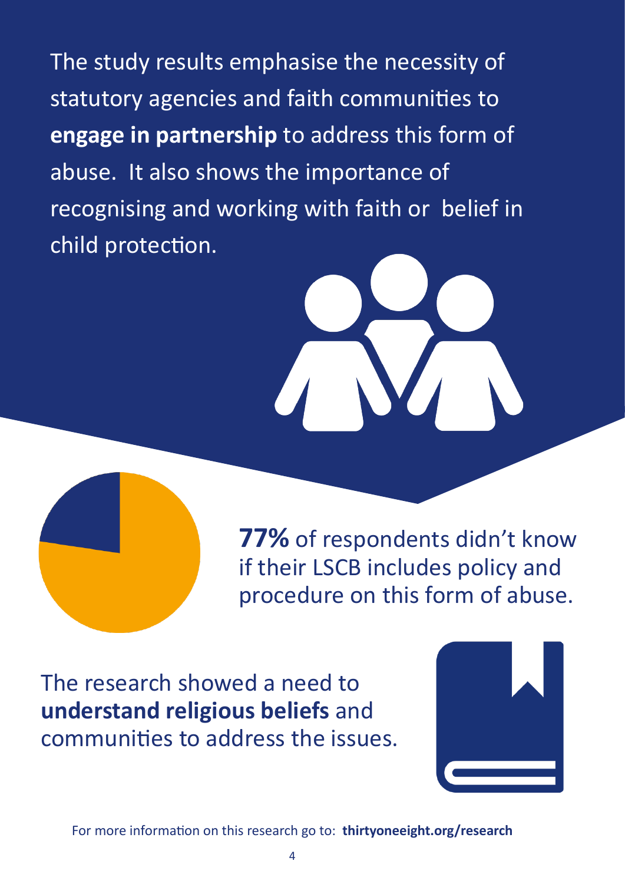The study results emphasise the necessity of statutory agencies and faith communities to **engage in partnership** to address this form of abuse. It also shows the importance of recognising and working with faith or belief in child protection.

**77%** of respondents didn't know if their LSCB includes policy and procedure on this form of abuse.

The research showed a need to **understand religious beliefs** and communities to address the issues.

For more information on this research go to: **thirtyoneeight.org/research**